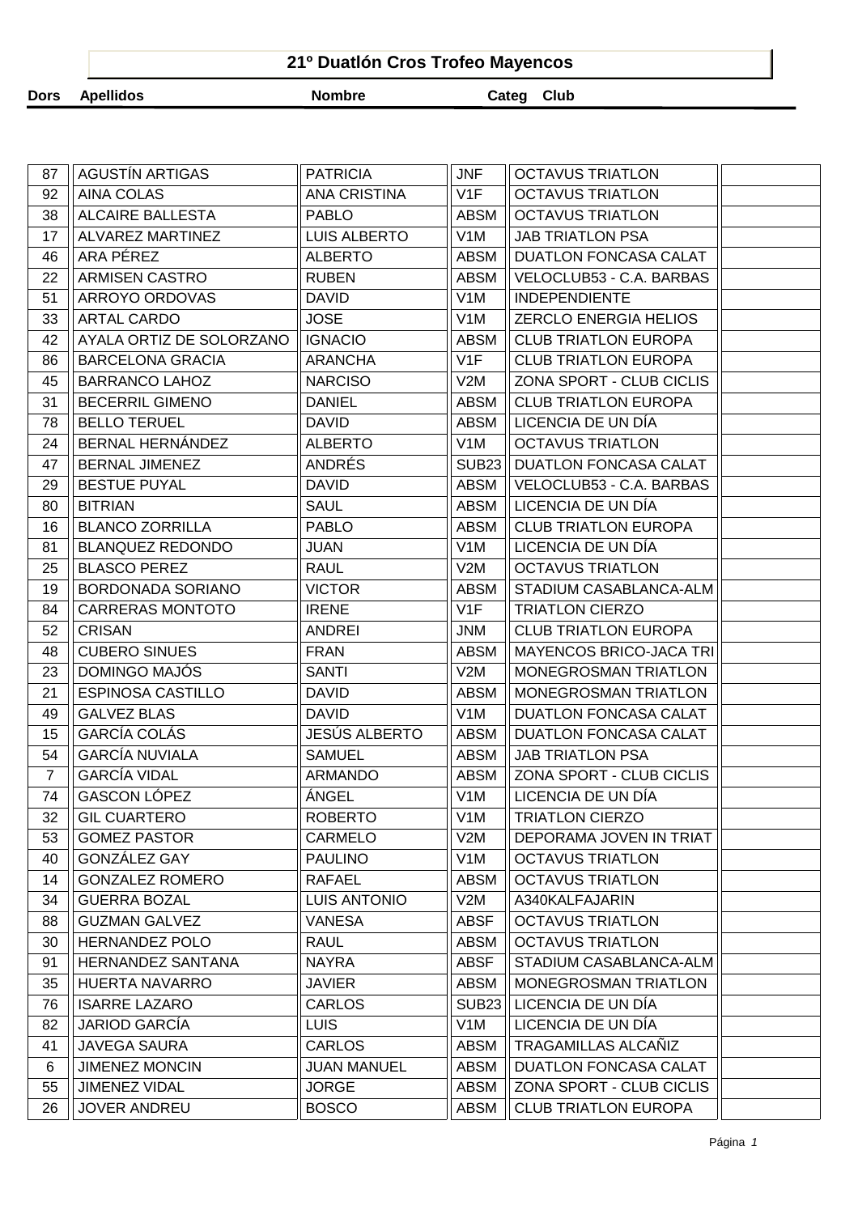# 21º Duatlón Cros Trofeo Mayencos

| Dors | Apellidos | Nombre | Categ | Club | |
|---|---|---|---|---|---|
| 87 | AGUSTÍN ARTIGAS | PATRICIA | JNF | OCTAVUS TRIATLON | |
| 92 | AINA COLAS | ANA CRISTINA | V1F | OCTAVUS TRIATLON | |
| 38 | ALCAIRE BALLESTA | PABLO | ABSM | OCTAVUS TRIATLON | |
| 17 | ALVAREZ MARTINEZ | LUIS ALBERTO | V1M | JAB TRIATLON PSA | |
| 46 | ARA PÉREZ | ALBERTO | ABSM | DUATLON FONCASA CALAT | |
| 22 | ARMISEN CASTRO | RUBEN | ABSM | VELOCLUB53 - C.A. BARBAS | |
| 51 | ARROYO ORDOVAS | DAVID | V1M | INDEPENDIENTE | |
| 33 | ARTAL CARDO | JOSE | V1M | ZERCLO ENERGIA HELIOS | |
| 42 | AYALA ORTIZ DE SOLORZANO | IGNACIO | ABSM | CLUB TRIATLON EUROPA | |
| 86 | BARCELONA GRACIA | ARANCHA | V1F | CLUB TRIATLON EUROPA | |
| 45 | BARRANCO LAHOZ | NARCISO | V2M | ZONA SPORT - CLUB CICLIS | |
| 31 | BECERRIL GIMENO | DANIEL | ABSM | CLUB TRIATLON EUROPA | |
| 78 | BELLO TERUEL | DAVID | ABSM | LICENCIA DE UN DÍA | |
| 24 | BERNAL HERNÁNDEZ | ALBERTO | V1M | OCTAVUS TRIATLON | |
| 47 | BERNAL JIMENEZ | ANDRÉS | SUB23 | DUATLON FONCASA CALAT | |
| 29 | BESTUE PUYAL | DAVID | ABSM | VELOCLUB53 - C.A. BARBAS | |
| 80 | BITRIAN | SAUL | ABSM | LICENCIA DE UN DÍA | |
| 16 | BLANCO ZORRILLA | PABLO | ABSM | CLUB TRIATLON EUROPA | |
| 81 | BLANQUEZ REDONDO | JUAN | V1M | LICENCIA DE UN DÍA | |
| 25 | BLASCO PEREZ | RAUL | V2M | OCTAVUS TRIATLON | |
| 19 | BORDONADA SORIANO | VICTOR | ABSM | STADIUM CASABLANCA-ALM | |
| 84 | CARRERAS MONTOTO | IRENE | V1F | TRIATLON CIERZO | |
| 52 | CRISAN | ANDREI | JNM | CLUB TRIATLON EUROPA | |
| 48 | CUBERO SINUES | FRAN | ABSM | MAYENCOS BRICO-JACA TRI | |
| 23 | DOMINGO MAJÓS | SANTI | V2M | MONEGROSMAN TRIATLON | |
| 21 | ESPINOSA CASTILLO | DAVID | ABSM | MONEGROSMAN TRIATLON | |
| 49 | GALVEZ BLAS | DAVID | V1M | DUATLON FONCASA CALAT | |
| 15 | GARCÍA COLÁS | JESÚS ALBERTO | ABSM | DUATLON FONCASA CALAT | |
| 54 | GARCÍA NUVIALA | SAMUEL | ABSM | JAB TRIATLON PSA | |
| 7 | GARCÍA VIDAL | ARMANDO | ABSM | ZONA SPORT - CLUB CICLIS | |
| 74 | GASCON LÓPEZ | ÁNGEL | V1M | LICENCIA DE UN DÍA | |
| 32 | GIL CUARTERO | ROBERTO | V1M | TRIATLON CIERZO | |
| 53 | GOMEZ PASTOR | CARMELO | V2M | DEPORAMA JOVEN IN TRIAT | |
| 40 | GONZÁLEZ GAY | PAULINO | V1M | OCTAVUS TRIATLON | |
| 14 | GONZALEZ ROMERO | RAFAEL | ABSM | OCTAVUS TRIATLON | |
| 34 | GUERRA BOZAL | LUIS ANTONIO | V2M | A340KALFAJARIN | |
| 88 | GUZMAN GALVEZ | VANESA | ABSF | OCTAVUS TRIATLON | |
| 30 | HERNANDEZ POLO | RAUL | ABSM | OCTAVUS TRIATLON | |
| 91 | HERNANDEZ SANTANA | NAYRA | ABSF | STADIUM CASABLANCA-ALM | |
| 35 | HUERTA NAVARRO | JAVIER | ABSM | MONEGROSMAN TRIATLON | |
| 76 | ISARRE LAZARO | CARLOS | SUB23 | LICENCIA DE UN DÍA | |
| 82 | JARIOD GARCÍA | LUIS | V1M | LICENCIA DE UN DÍA | |
| 41 | JAVEGA SAURA | CARLOS | ABSM | TRAGAMILLAS ALCAÑIZ | |
| 6 | JIMENEZ MONCIN | JUAN MANUEL | ABSM | DUATLON FONCASA CALAT | |
| 55 | JIMENEZ VIDAL | JORGE | ABSM | ZONA SPORT - CLUB CICLIS | |
| 26 | JOVER ANDREU | BOSCO | ABSM | CLUB TRIATLON EUROPA | |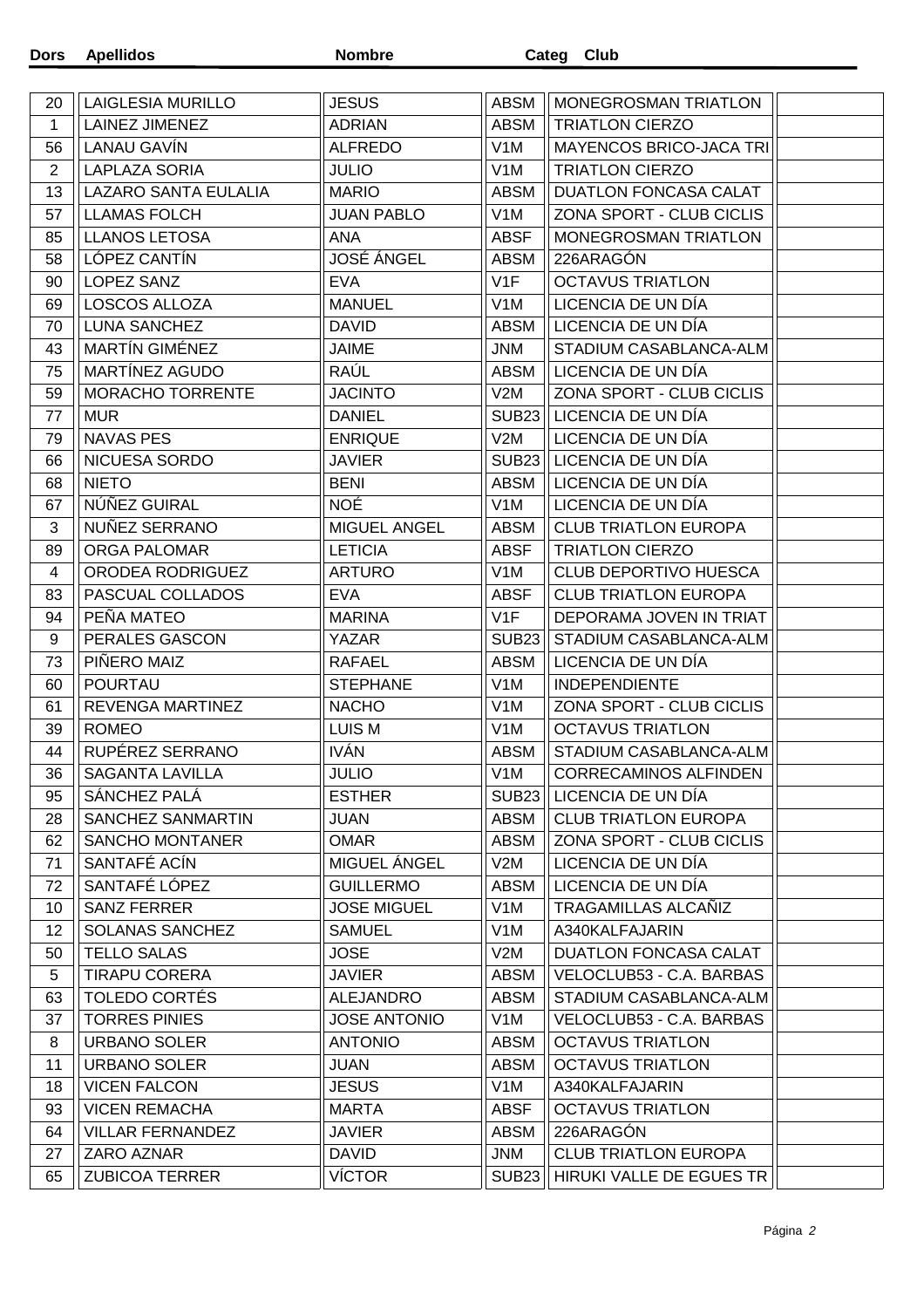| Dors | Apellidos | Nombre | Categ | Club | |
|---|---|---|---|---|---|
| 20 | LAIGLESIA MURILLO | JESUS | ABSM | MONEGROSMAN TRIATLON | |
| 1 | LAINEZ JIMENEZ | ADRIAN | ABSM | TRIATLON CIERZO | |
| 56 | LANAU GAVÍN | ALFREDO | V1M | MAYENCOS BRICO-JACA TRI | |
| 2 | LAPLAZA SORIA | JULIO | V1M | TRIATLON CIERZO | |
| 13 | LAZARO SANTA EULALIA | MARIO | ABSM | DUATLON FONCASA CALAT | |
| 57 | LLAMAS FOLCH | JUAN PABLO | V1M | ZONA SPORT - CLUB CICLIS | |
| 85 | LLANOS LETOSA | ANA | ABSF | MONEGROSMAN TRIATLON | |
| 58 | LÓPEZ CANTÍN | JOSÉ ÁNGEL | ABSM | 226ARAGÓN | |
| 90 | LOPEZ SANZ | EVA | V1F | OCTAVUS TRIATLON | |
| 69 | LOSCOS ALLOZA | MANUEL | V1M | LICENCIA DE UN DÍA | |
| 70 | LUNA SANCHEZ | DAVID | ABSM | LICENCIA DE UN DÍA | |
| 43 | MARTÍN GIMÉNEZ | JAIME | JNM | STADIUM CASABLANCA-ALM | |
| 75 | MARTÍNEZ AGUDO | RAÚL | ABSM | LICENCIA DE UN DÍA | |
| 59 | MORACHO TORRENTE | JACINTO | V2M | ZONA SPORT - CLUB CICLIS | |
| 77 | MUR | DANIEL | SUB23 | LICENCIA DE UN DÍA | |
| 79 | NAVAS PES | ENRIQUE | V2M | LICENCIA DE UN DÍA | |
| 66 | NICUESA SORDO | JAVIER | SUB23 | LICENCIA DE UN DÍA | |
| 68 | NIETO | BENI | ABSM | LICENCIA DE UN DÍA | |
| 67 | NÚÑEZ GUIRAL | NOÉ | V1M | LICENCIA DE UN DÍA | |
| 3 | NUÑEZ SERRANO | MIGUEL ANGEL | ABSM | CLUB TRIATLON EUROPA | |
| 89 | ORGA PALOMAR | LETICIA | ABSF | TRIATLON CIERZO | |
| 4 | ORODEA RODRIGUEZ | ARTURO | V1M | CLUB DEPORTIVO HUESCA | |
| 83 | PASCUAL COLLADOS | EVA | ABSF | CLUB TRIATLON EUROPA | |
| 94 | PEÑA MATEO | MARINA | V1F | DEPORAMA JOVEN IN TRIAT | |
| 9 | PERALES GASCON | YAZAR | SUB23 | STADIUM CASABLANCA-ALM | |
| 73 | PIÑERO MAIZ | RAFAEL | ABSM | LICENCIA DE UN DÍA | |
| 60 | POURTAU | STEPHANE | V1M | INDEPENDIENTE | |
| 61 | REVENGA MARTINEZ | NACHO | V1M | ZONA SPORT - CLUB CICLIS | |
| 39 | ROMEO | LUIS M | V1M | OCTAVUS TRIATLON | |
| 44 | RUPÉREZ SERRANO | IVÁN | ABSM | STADIUM CASABLANCA-ALM | |
| 36 | SAGANTA LAVILLA | JULIO | V1M | CORRECAMINOS ALFINDEN | |
| 95 | SÁNCHEZ PALÁ | ESTHER | SUB23 | LICENCIA DE UN DÍA | |
| 28 | SANCHEZ SANMARTIN | JUAN | ABSM | CLUB TRIATLON EUROPA | |
| 62 | SANCHO MONTANER | OMAR | ABSM | ZONA SPORT - CLUB CICLIS | |
| 71 | SANTAFÉ ACÍN | MIGUEL ÁNGEL | V2M | LICENCIA DE UN DÍA | |
| 72 | SANTAFÉ LÓPEZ | GUILLERMO | ABSM | LICENCIA DE UN DÍA | |
| 10 | SANZ FERRER | JOSE MIGUEL | V1M | TRAGAMILLAS ALCAÑIZ | |
| 12 | SOLANAS SANCHEZ | SAMUEL | V1M | A340KALFAJARIN | |
| 50 | TELLO SALAS | JOSE | V2M | DUATLON FONCASA CALAT | |
| 5 | TIRAPU CORERA | JAVIER | ABSM | VELOCLUB53 - C.A. BARBAS | |
| 63 | TOLEDO CORTÉS | ALEJANDRO | ABSM | STADIUM CASABLANCA-ALM | |
| 37 | TORRES PINIES | JOSE ANTONIO | V1M | VELOCLUB53 - C.A. BARBAS | |
| 8 | URBANO SOLER | ANTONIO | ABSM | OCTAVUS TRIATLON | |
| 11 | URBANO SOLER | JUAN | ABSM | OCTAVUS TRIATLON | |
| 18 | VICEN FALCON | JESUS | V1M | A340KALFAJARIN | |
| 93 | VICEN REMACHA | MARTA | ABSF | OCTAVUS TRIATLON | |
| 64 | VILLAR FERNANDEZ | JAVIER | ABSM | 226ARAGÓN | |
| 27 | ZARO AZNAR | DAVID | JNM | CLUB TRIATLON EUROPA | |
| 65 | ZUBICOA TERRER | VÍCTOR | SUB23 | HIRUKI VALLE DE EGUES TR | |